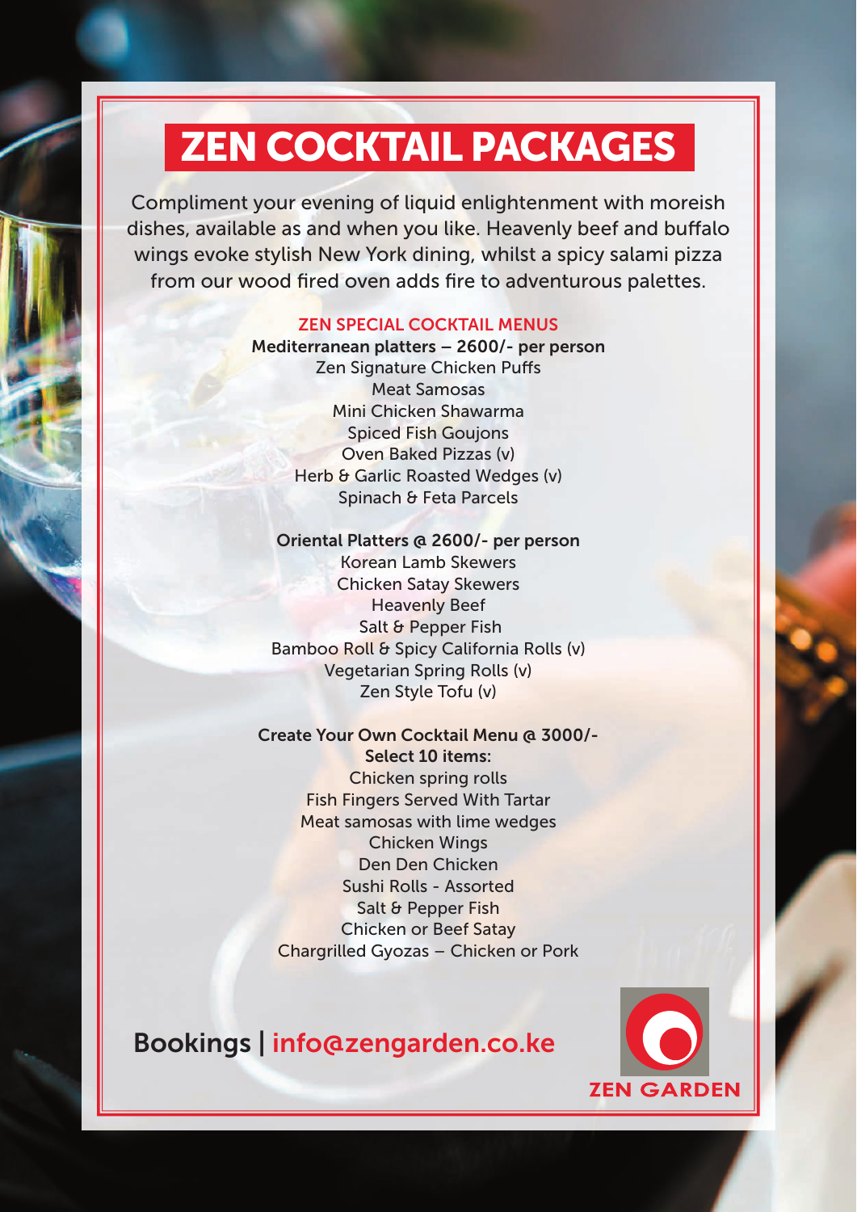# ZEN COCKTAIL PACKAGES

Compliment your evening of liquid enlightenment with moreish dishes, available as and when you like. Heavenly beef and buffalo wings evoke stylish New York dining, whilst a spicy salami pizza from our wood fired oven adds fire to adventurous palettes.

## ZEN SPECIAL COCKTAIL MENUS

**Mediterranean platters – 2600/- per person**

Zen Signature Chicken Puffs
Meat Samosas
Mini Chicken Shawarma
Spiced Fish Goujons
Oven Baked Pizzas (v)
Herb & Garlic Roasted Wedges (v)
Spinach & Feta Parcels

**Oriental Platters @ 2600/- per person**

Korean Lamb Skewers
Chicken Satay Skewers
Heavenly Beef
Salt & Pepper Fish
Bamboo Roll & Spicy California Rolls (v)
Vegetarian Spring Rolls (v)
Zen Style Tofu (v)

**Create Your Own Cocktail Menu @ 3000/-**
**Select 10 items:**

Chicken spring rolls
Fish Fingers Served With Tartar
Meat samosas with lime wedges
Chicken Wings
Den Den Chicken
Sushi Rolls - Assorted
Salt & Pepper Fish
Chicken or Beef Satay
Chargrilled Gyozas – Chicken or Pork

Bookings | info@zengarden.co.ke

ZEN GARDEN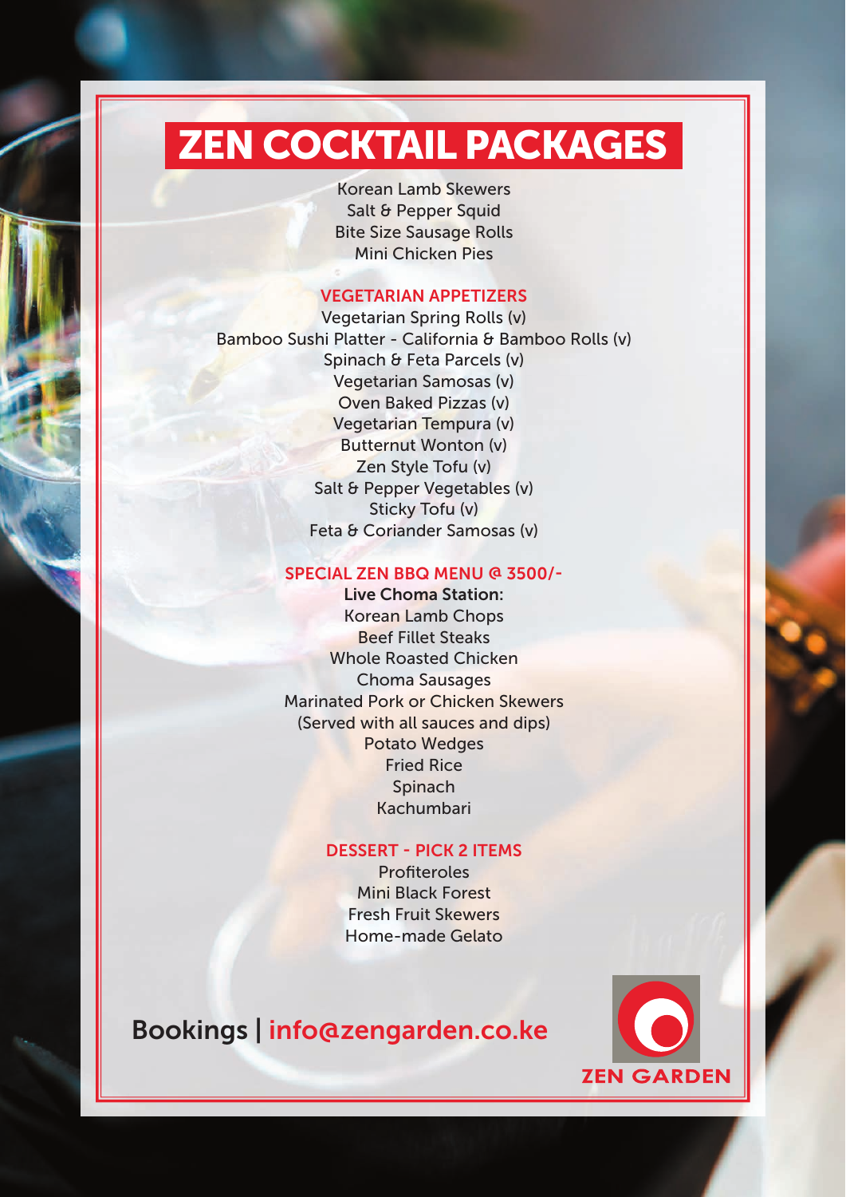# ZEN COCKTAIL PACKAGES

Korean Lamb Skewers
Salt & Pepper Squid
Bite Size Sausage Rolls
Mini Chicken Pies

## VEGETARIAN APPETIZERS

Vegetarian Spring Rolls (v)
Bamboo Sushi Platter - California & Bamboo Rolls (v)
Spinach & Feta Parcels (v)
Vegetarian Samosas (v)
Oven Baked Pizzas (v)
Vegetarian Tempura (v)
Butternut Wonton (v)
Zen Style Tofu (v)
Salt & Pepper Vegetables (v)
Sticky Tofu (v)
Feta & Coriander Samosas (v)

## SPECIAL ZEN BBQ MENU @ 3500/-

**Live Choma Station:**
Korean Lamb Chops
Beef Fillet Steaks
Whole Roasted Chicken
Choma Sausages
Marinated Pork or Chicken Skewers
(Served with all sauces and dips)
Potato Wedges
Fried Rice
Spinach
Kachumbari

## DESSERT - PICK 2 ITEMS

Profiteroles
Mini Black Forest
Fresh Fruit Skewers
Home-made Gelato

Bookings | info@zengarden.co.ke

ZEN GARDEN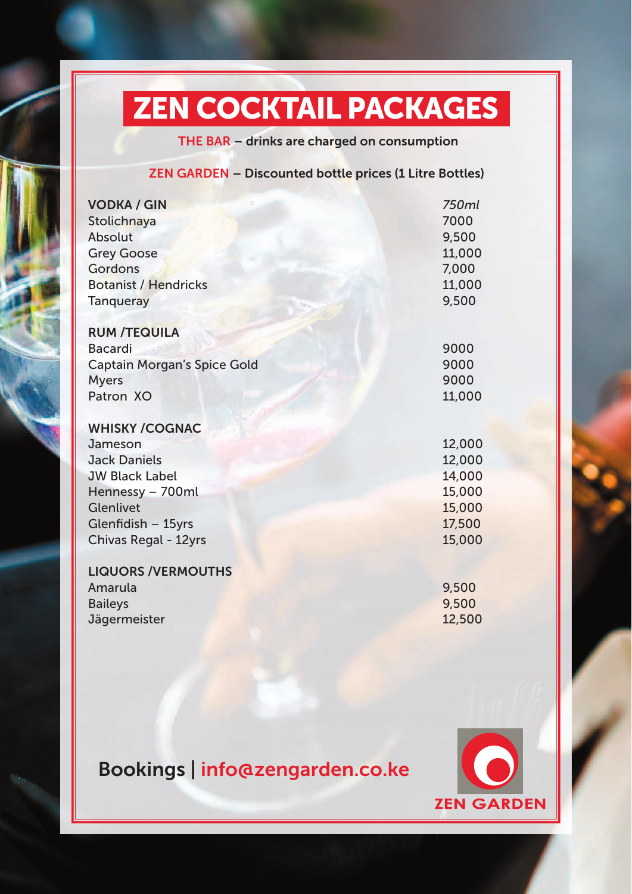# ZEN COCKTAIL PACKAGES

**THE BAR** – drinks are charged on consumption

**ZEN GARDEN** – Discounted bottle prices (1 Litre Bottles)

| **VODKA / GIN** | *750ml* |
|---|---|
| Stolichnaya | 7000 |
| Absolut | 9,500 |
| Grey Goose | 11,000 |
| Gordons | 7,000 |
| Botanist / Hendricks | 11,000 |
| Tanqueray | 9,500 |
| **RUM /TEQUILA** | |
| Bacardi | 9000 |
| Captain Morgan's Spice Gold | 9000 |
| Myers | 9000 |
| Patron XO | 11,000 |
| **WHISKY /COGNAC** | |
| Jameson | 12,000 |
| Jack Daniels | 12,000 |
| JW Black Label | 14,000 |
| Hennessy – 700ml | 15,000 |
| Glenlivet | 15,000 |
| Glenfidish – 15yrs | 17,500 |
| Chivas Regal - 12yrs | 15,000 |
| **LIQUORS /VERMOUTHS** | |
| Amarula | 9,500 |
| Baileys | 9,500 |
| Jägermeister | 12,500 |

Bookings | info@zengarden.co.ke

ZEN GARDEN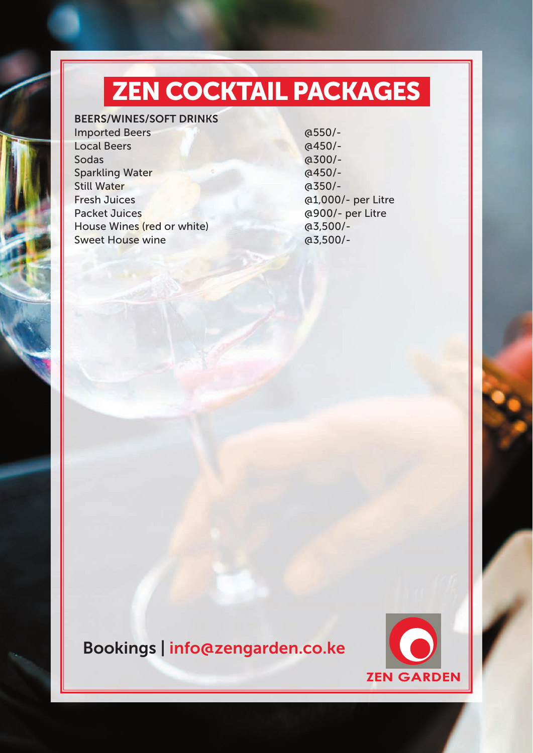# ZEN COCKTAIL PACKAGES

**BEERS/WINES/SOFT DRINKS**

| | |
|---|---|
| Imported Beers | @550/- |
| Local Beers | @450/- |
| Sodas | @300/- |
| Sparkling Water | @450/- |
| Still Water | @350/- |
| Fresh Juices | @1,000/- per Litre |
| Packet Juices | @900/- per Litre |
| House Wines (red or white) | @3,500/- |
| Sweet House wine | @3,500/- |

Bookings | info@zengarden.co.ke

ZEN GARDEN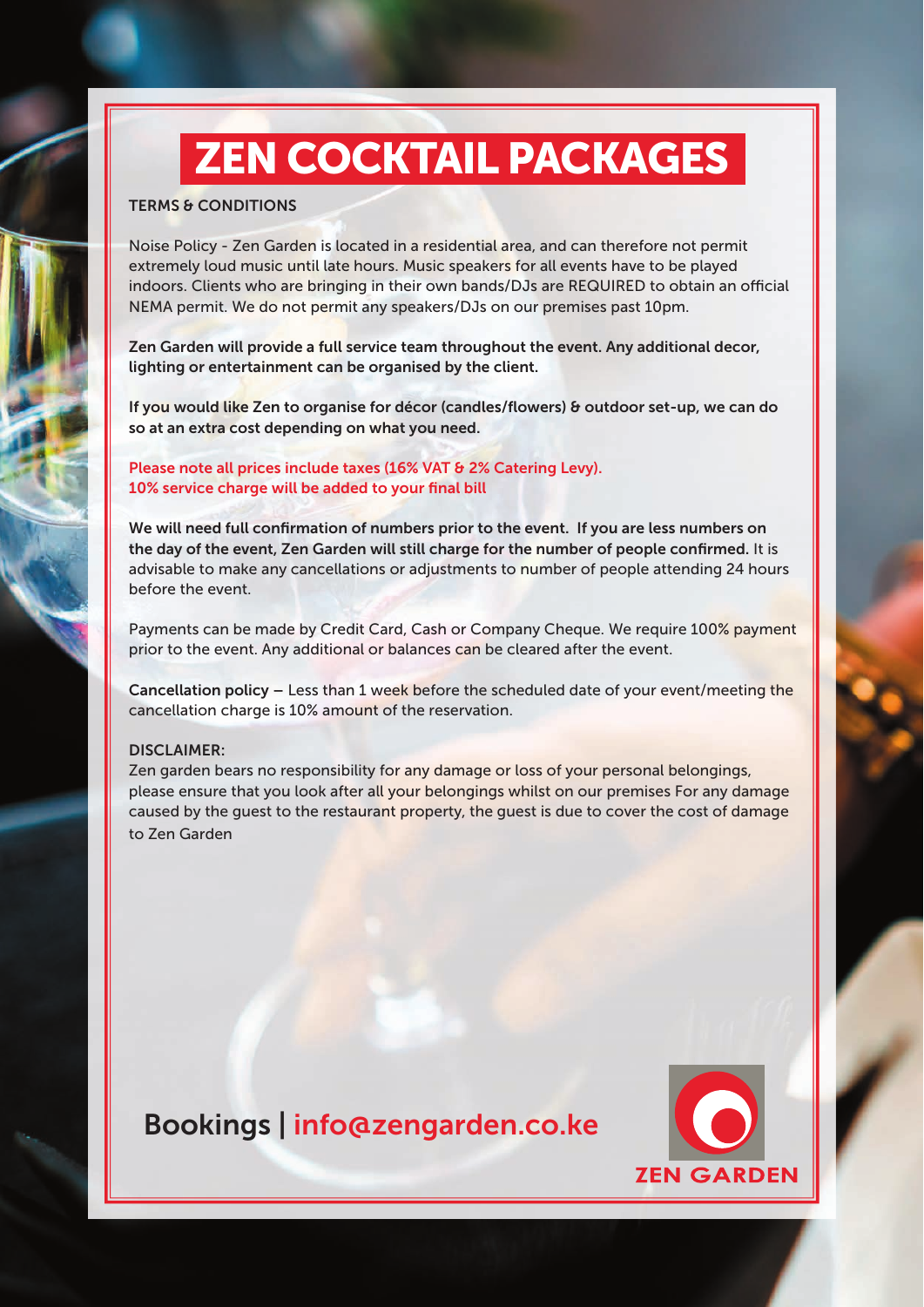# ZEN COCKTAIL PACKAGES

TERMS & CONDITIONS

Noise Policy - Zen Garden is located in a residential area, and can therefore not permit extremely loud music until late hours. Music speakers for all events have to be played indoors. Clients who are bringing in their own bands/DJs are REQUIRED to obtain an official NEMA permit. We do not permit any speakers/DJs on our premises past 10pm.

**Zen Garden will provide a full service team throughout the event. Any additional decor, lighting or entertainment can be organised by the client.**

**If you would like Zen to organise for décor (candles/flowers) & outdoor set-up, we can do so at an extra cost depending on what you need.**

**Please note all prices include taxes (16% VAT & 2% Catering Levy).**
**10% service charge will be added to your final bill**

**We will need full confirmation of numbers prior to the event. If you are less numbers on the day of the event, Zen Garden will still charge for the number of people confirmed.** It is advisable to make any cancellations or adjustments to number of people attending 24 hours before the event.

Payments can be made by Credit Card, Cash or Company Cheque. We require 100% payment prior to the event. Any additional or balances can be cleared after the event.

**Cancellation policy** – Less than 1 week before the scheduled date of your event/meeting the cancellation charge is 10% amount of the reservation.

DISCLAIMER:
Zen garden bears no responsibility for any damage or loss of your personal belongings, please ensure that you look after all your belongings whilst on our premises For any damage caused by the guest to the restaurant property, the guest is due to cover the cost of damage to Zen Garden

Bookings | info@zengarden.co.ke

ZEN GARDEN